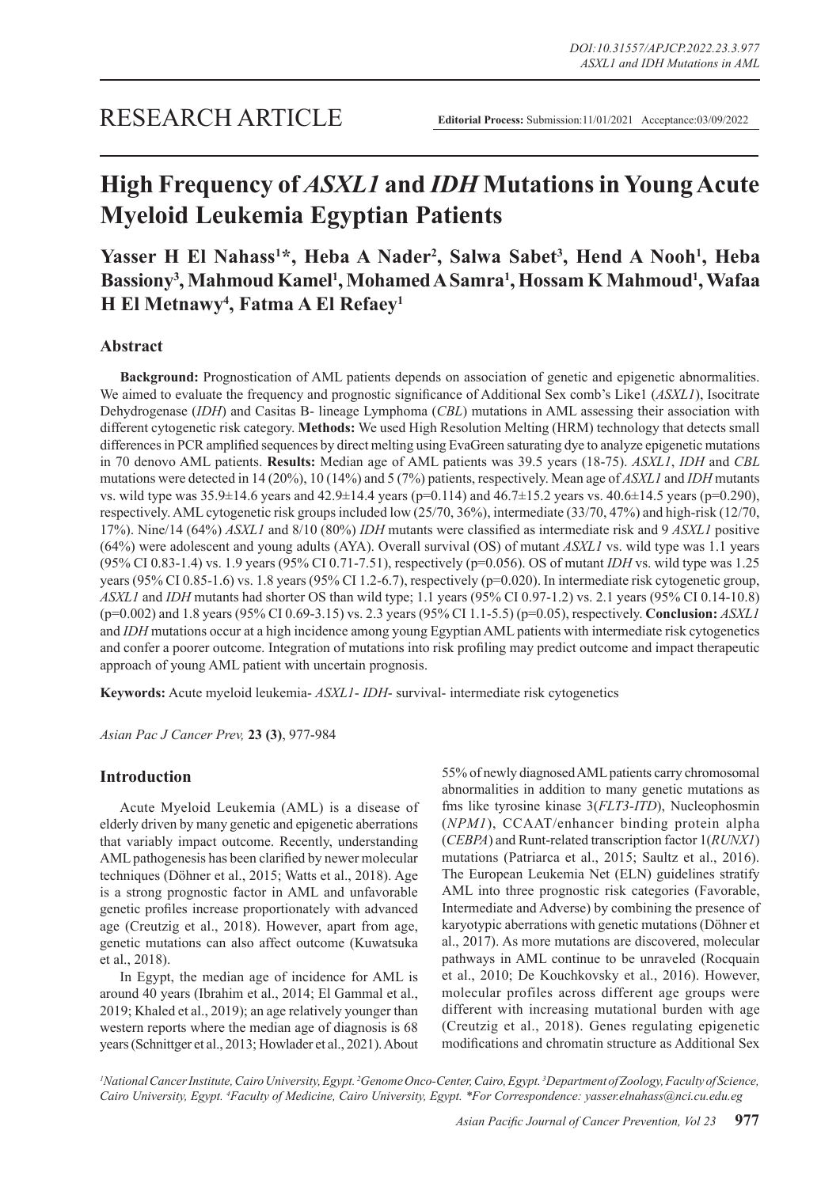RESEARCH ARTICLE

**Editorial Process:** Submission:11/01/2021 Acceptance:03/09/2022

# High Frequency of *ASXL1* and *IDH* Mutations in Young Acute Myeloid Leukemia Egyptian Patients

**Yasser H El Nahass[1]\*, Heba A Nader[2], Salwa Sabet[3], Hend A Nooh[1], Heba Bassiony[3], Mahmoud Kamel[1], Mohamed A Samra[1], Hossam K Mahmoud[1], Wafaa H El Metnawy[4], Fatma A El Refaey[1]**

## Abstract

**Background:** Prognostication of AML patients depends on association of genetic and epigenetic abnormalities. We aimed to evaluate the frequency and prognostic significance of Additional Sex comb's Like1 (*ASXL1*), Isocitrate Dehydrogenase (*IDH*) and Casitas B- lineage Lymphoma (*CBL*) mutations in AML assessing their association with different cytogenetic risk category. **Methods:** We used High Resolution Melting (HRM) technology that detects small differences in PCR amplified sequences by direct melting using EvaGreen saturating dye to analyze epigenetic mutations in 70 denovo AML patients. **Results:** Median age of AML patients was 39.5 years (18-75). *ASXL1*, *IDH* and *CBL* mutations were detected in 14 (20%), 10 (14%) and 5 (7%) patients, respectively. Mean age of *ASXL1* and *IDH* mutants vs. wild type was 35.9±14.6 years and 42.9±14.4 years (p=0.114) and 46.7±15.2 years vs. 40.6±14.5 years (p=0.290), respectively. AML cytogenetic risk groups included low (25/70, 36%), intermediate (33/70, 47%) and high-risk (12/70, 17%). Nine/14 (64%) *ASXL1* and 8/10 (80%) *IDH* mutants were classified as intermediate risk and 9 *ASXL1* positive (64%) were adolescent and young adults (AYA). Overall survival (OS) of mutant *ASXL1* vs. wild type was 1.1 years (95% CI 0.83-1.4) vs. 1.9 years (95% CI 0.71-7.51), respectively (p=0.056). OS of mutant *IDH* vs. wild type was 1.25 years (95% CI 0.85-1.6) vs. 1.8 years (95% CI 1.2-6.7), respectively (p=0.020). In intermediate risk cytogenetic group, *ASXL1* and *IDH* mutants had shorter OS than wild type; 1.1 years (95% CI 0.97-1.2) vs. 2.1 years (95% CI 0.14-10.8) (p=0.002) and 1.8 years (95% CI 0.69-3.15) vs. 2.3 years (95% CI 1.1-5.5) (p=0.05), respectively. **Conclusion:** *ASXL1* and *IDH* mutations occur at a high incidence among young Egyptian AML patients with intermediate risk cytogenetics and confer a poorer outcome. Integration of mutations into risk profiling may predict outcome and impact therapeutic approach of young AML patient with uncertain prognosis.

**Keywords:** Acute myeloid leukemia- *ASXL1*- *IDH*- survival- intermediate risk cytogenetics

*Asian Pac J Cancer Prev,* **23 (3)**, 977-984

## Introduction

Acute Myeloid Leukemia (AML) is a disease of elderly driven by many genetic and epigenetic aberrations that variably impact outcome. Recently, understanding AML pathogenesis has been clarified by newer molecular techniques (Döhner et al., 2015; Watts et al., 2018). Age is a strong prognostic factor in AML and unfavorable genetic profiles increase proportionately with advanced age (Creutzig et al., 2018). However, apart from age, genetic mutations can also affect outcome (Kuwatsuka et al., 2018).

In Egypt, the median age of incidence for AML is around 40 years (Ibrahim et al., 2014; El Gammal et al., 2019; Khaled et al., 2019); an age relatively younger than western reports where the median age of diagnosis is 68 years (Schnittger et al., 2013; Howlader et al., 2021). About 55% of newly diagnosed AML patients carry chromosomal abnormalities in addition to many genetic mutations as fms like tyrosine kinase 3(*FLT3-ITD*), Nucleophosmin (*NPM1*), CCAAT/enhancer binding protein alpha (*CEBPA*) and Runt-related transcription factor 1(*RUNX1*) mutations (Patriarca et al., 2015; Saultz et al., 2016). The European Leukemia Net (ELN) guidelines stratify AML into three prognostic risk categories (Favorable, Intermediate and Adverse) by combining the presence of karyotypic aberrations with genetic mutations (Döhner et al., 2017). As more mutations are discovered, molecular pathways in AML continue to be unraveled (Rocquain et al., 2010; De Kouchkovsky et al., 2016). However, molecular profiles across different age groups were different with increasing mutational burden with age (Creutzig et al., 2018). Genes regulating epigenetic modifications and chromatin structure as Additional Sex

[1]National Cancer Institute, Cairo University, Egypt. [2]Genome Onco-Center, Cairo, Egypt. [3]Department of Zoology, Faculty of Science, Cairo University, Egypt. [4]Faculty of Medicine, Cairo University, Egypt. \*For Correspondence: yasser.elnahass@nci.cu.edu.eg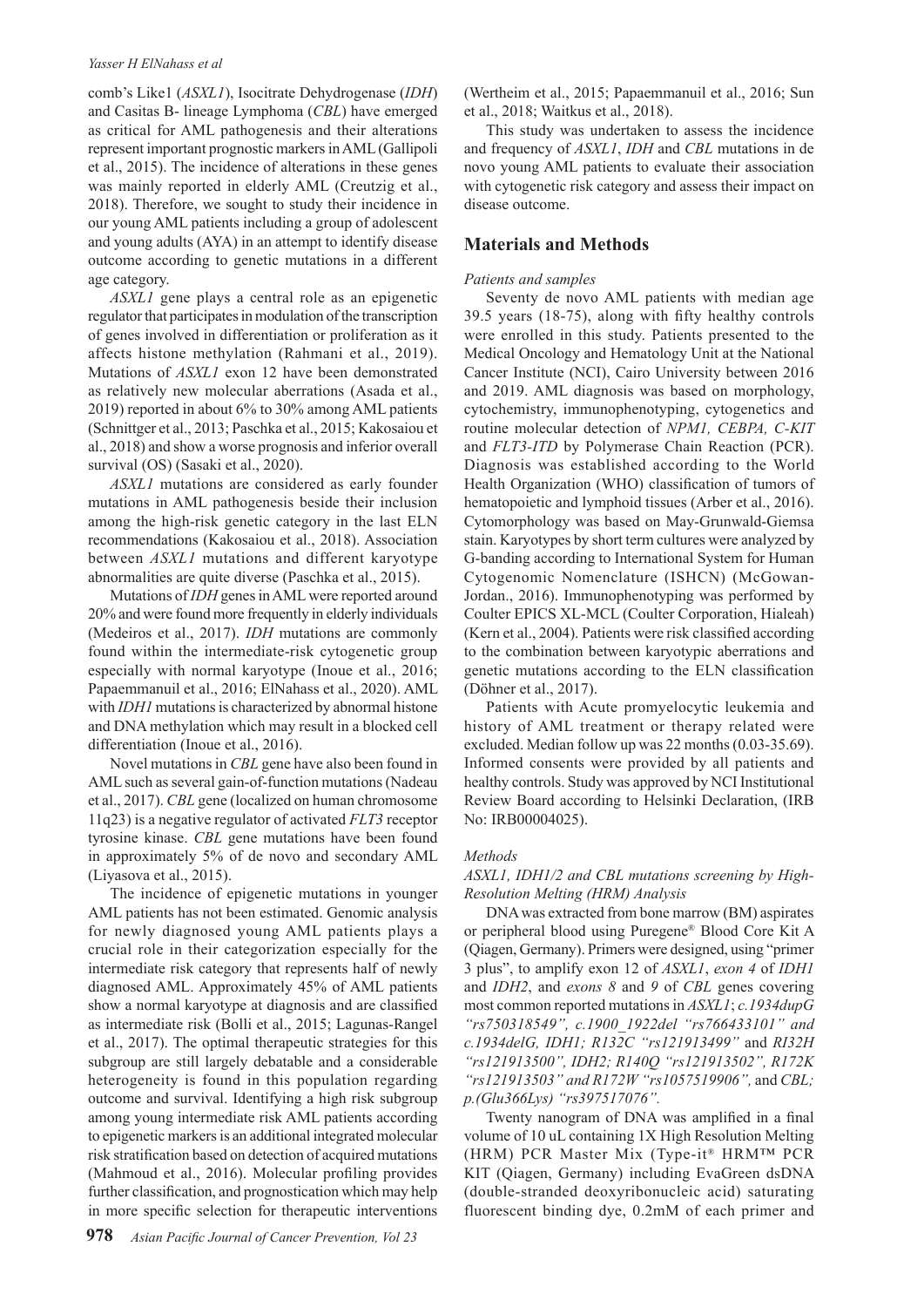comb's Like1 (*ASXL1*), Isocitrate Dehydrogenase (*IDH*) and Casitas B- lineage Lymphoma (*CBL*) have emerged as critical for AML pathogenesis and their alterations represent important prognostic markers in AML (Gallipoli et al., 2015). The incidence of alterations in these genes was mainly reported in elderly AML (Creutzig et al., 2018). Therefore, we sought to study their incidence in our young AML patients including a group of adolescent and young adults (AYA) in an attempt to identify disease outcome according to genetic mutations in a different age category.

*ASXL1* gene plays a central role as an epigenetic regulator that participates in modulation of the transcription of genes involved in differentiation or proliferation as it affects histone methylation (Rahmani et al., 2019). Mutations of *ASXL1* exon 12 have been demonstrated as relatively new molecular aberrations (Asada et al., 2019) reported in about 6% to 30% among AML patients (Schnittger et al., 2013; Paschka et al., 2015; Kakosaiou et al., 2018) and show a worse prognosis and inferior overall survival (OS) (Sasaki et al., 2020).

*ASXL1* mutations are considered as early founder mutations in AML pathogenesis beside their inclusion among the high-risk genetic category in the last ELN recommendations (Kakosaiou et al., 2018). Association between *ASXL1* mutations and different karyotype abnormalities are quite diverse (Paschka et al., 2015).

Mutations of *IDH* genes in AML were reported around 20% and were found more frequently in elderly individuals (Medeiros et al., 2017). *IDH* mutations are commonly found within the intermediate-risk cytogenetic group especially with normal karyotype (Inoue et al., 2016; Papaemmanuil et al., 2016; ElNahass et al., 2020). AML with *IDH1* mutations is characterized by abnormal histone and DNA methylation which may result in a blocked cell differentiation (Inoue et al., 2016).

Novel mutations in *CBL* gene have also been found in AML such as several gain-of-function mutations (Nadeau et al., 2017). *CBL* gene (localized on human chromosome 11q23) is a negative regulator of activated *FLT3* receptor tyrosine kinase. *CBL* gene mutations have been found in approximately 5% of de novo and secondary AML (Liyasova et al., 2015).

The incidence of epigenetic mutations in younger AML patients has not been estimated. Genomic analysis for newly diagnosed young AML patients plays a crucial role in their categorization especially for the intermediate risk category that represents half of newly diagnosed AML. Approximately 45% of AML patients show a normal karyotype at diagnosis and are classified as intermediate risk (Bolli et al., 2015; Lagunas-Rangel et al., 2017). The optimal therapeutic strategies for this subgroup are still largely debatable and a considerable heterogeneity is found in this population regarding outcome and survival. Identifying a high risk subgroup among young intermediate risk AML patients according to epigenetic markers is an additional integrated molecular risk stratification based on detection of acquired mutations (Mahmoud et al., 2016). Molecular profiling provides further classification, and prognostication which may help in more specific selection for therapeutic interventions (Wertheim et al., 2015; Papaemmanuil et al., 2016; Sun et al., 2018; Waitkus et al., 2018).

This study was undertaken to assess the incidence and frequency of *ASXL1*, *IDH* and *CBL* mutations in de novo young AML patients to evaluate their association with cytogenetic risk category and assess their impact on disease outcome.

## Materials and Methods

### *Patients and samples*

Seventy de novo AML patients with median age 39.5 years (18-75), along with fifty healthy controls were enrolled in this study. Patients presented to the Medical Oncology and Hematology Unit at the National Cancer Institute (NCI), Cairo University between 2016 and 2019. AML diagnosis was based on morphology, cytochemistry, immunophenotyping, cytogenetics and routine molecular detection of *NPM1, CEBPA, C-KIT* and *FLT3-ITD* by Polymerase Chain Reaction (PCR). Diagnosis was established according to the World Health Organization (WHO) classification of tumors of hematopoietic and lymphoid tissues (Arber et al., 2016). Cytomorphology was based on May-Grunwald-Giemsa stain. Karyotypes by short term cultures were analyzed by G-banding according to International System for Human Cytogenomic Nomenclature (ISHCN) (McGowan-Jordan., 2016). Immunophenotyping was performed by Coulter EPICS XL-MCL (Coulter Corporation, Hialeah) (Kern et al., 2004). Patients were risk classified according to the combination between karyotypic aberrations and genetic mutations according to the ELN classification (Döhner et al., 2017).

Patients with Acute promyelocytic leukemia and history of AML treatment or therapy related were excluded. Median follow up was 22 months (0.03-35.69). Informed consents were provided by all patients and healthy controls. Study was approved by NCI Institutional Review Board according to Helsinki Declaration, (IRB No: IRB00004025).

### *Methods*

*ASXL1, IDH1/2 and CBL mutations screening by High-Resolution Melting (HRM) Analysis*

DNA was extracted from bone marrow (BM) aspirates or peripheral blood using Puregene® Blood Core Kit A (Qiagen, Germany). Primers were designed, using "primer 3 plus", to amplify exon 12 of *ASXL1*, *exon 4* of *IDH1* and *IDH2*, and *exons 8* and *9* of *CBL* genes covering most common reported mutations in *ASXL1*; *c.1934dupG "rs750318549", c.1900_1922del "rs766433101" and c.1934delG, IDH1; R132C "rs121913499"* and *RI32H "rs121913500", IDH2; R140Q "rs121913502", R172K "rs121913503" and R172W "rs1057519906",* and *CBL; p.(Glu366Lys) "rs397517076".*

Twenty nanogram of DNA was amplified in a final volume of 10 uL containing 1X High Resolution Melting (HRM) PCR Master Mix (Type-it® HRM™ PCR KIT (Qiagen, Germany) including EvaGreen dsDNA (double-stranded deoxyribonucleic acid) saturating fluorescent binding dye, 0.2mM of each primer and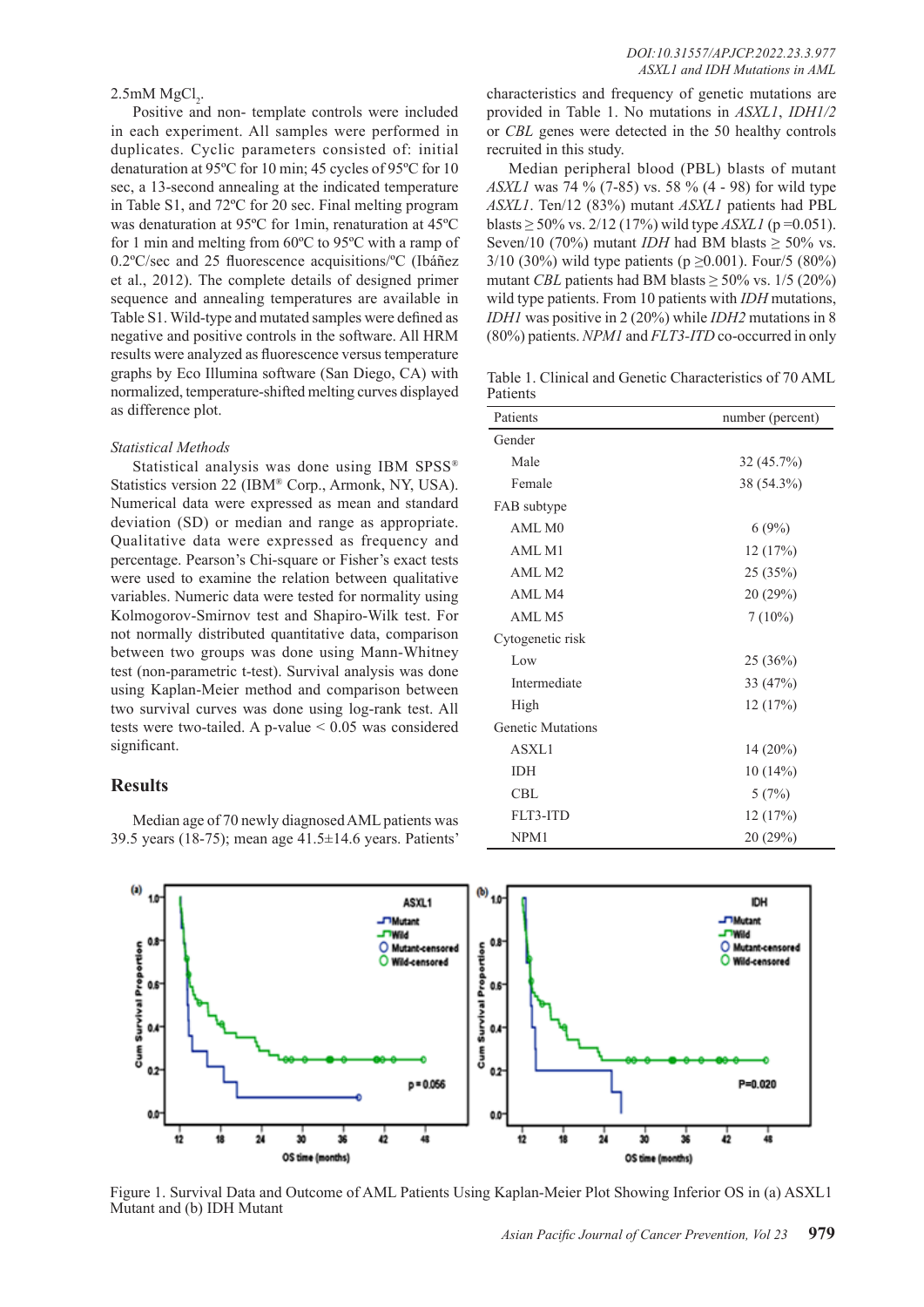2.5mM $MgCl_2$.

Positive and non- template controls were included in each experiment. All samples were performed in duplicates. Cyclic parameters consisted of: initial denaturation at 95ºC for 10 min; 45 cycles of 95ºC for 10 sec, a 13-second annealing at the indicated temperature in Table S1, and 72ºC for 20 sec. Final melting program was denaturation at 95ºC for 1min, renaturation at 45ºC for 1 min and melting from 60ºC to 95ºC with a ramp of 0.2ºC/sec and 25 fluorescence acquisitions/ºC (Ibáñez et al., 2012). The complete details of designed primer sequence and annealing temperatures are available in Table S1. Wild-type and mutated samples were defined as negative and positive controls in the software. All HRM results were analyzed as fluorescence versus temperature graphs by Eco Illumina software (San Diego, CA) with normalized, temperature-shifted melting curves displayed as difference plot.

*Statistical Methods*

Statistical analysis was done using IBM SPSS® Statistics version 22 (IBM® Corp., Armonk, NY, USA). Numerical data were expressed as mean and standard deviation (SD) or median and range as appropriate. Qualitative data were expressed as frequency and percentage. Pearson's Chi-square or Fisher's exact tests were used to examine the relation between qualitative variables. Numeric data were tested for normality using Kolmogorov-Smirnov test and Shapiro-Wilk test. For not normally distributed quantitative data, comparison between two groups was done using Mann-Whitney test (non-parametric t-test). Survival analysis was done using Kaplan-Meier method and comparison between two survival curves was done using log-rank test. All tests were two-tailed. A p-value < 0.05 was considered significant.

## Results

Median age of 70 newly diagnosed AML patients was 39.5 years (18-75); mean age 41.5±14.6 years. Patients' characteristics and frequency of genetic mutations are provided in Table 1. No mutations in *ASXL1*, *IDH1/2* or *CBL* genes were detected in the 50 healthy controls recruited in this study.

Median peripheral blood (PBL) blasts of mutant *ASXL1* was 74 % (7-85) vs. 58 % (4 - 98) for wild type *ASXL1*. Ten/12 (83%) mutant *ASXL1* patients had PBL blasts ≥ 50% vs. 2/12 (17%) wild type *ASXL1* (p =0.051). Seven/10 (70%) mutant *IDH* had BM blasts ≥ 50% vs. 3/10 (30%) wild type patients (p ≥0.001). Four/5 (80%) mutant *CBL* patients had BM blasts ≥ 50% vs. 1/5 (20%) wild type patients. From 10 patients with *IDH* mutations, *IDH1* was positive in 2 (20%) while *IDH2* mutations in 8 (80%) patients. *NPM1* and *FLT3-ITD* co-occurred in only

Table 1. Clinical and Genetic Characteristics of 70 AML Patients

| Patients | number (percent) |
|---|---|
| Gender | |
| Male | 32 (45.7%) |
| Female | 38 (54.3%) |
| FAB subtype | |
| AML M0 | 6 (9%) |
| AML M1 | 12 (17%) |
| AML M2 | 25 (35%) |
| AML M4 | 20 (29%) |
| AML M5 | 7 (10%) |
| Cytogenetic risk | |
| Low | 25 (36%) |
| Intermediate | 33 (47%) |
| High | 12 (17%) |
| Genetic Mutations | |
| ASXL1 | 14 (20%) |
| IDH | 10 (14%) |
| CBL | 5 (7%) |
| FLT3-ITD | 12 (17%) |
| NPM1 | 20 (29%) |

Figure 1. Survival Data and Outcome of AML Patients Using Kaplan-Meier Plot Showing Inferior OS in (a) ASXL1 Mutant and (b) IDH Mutant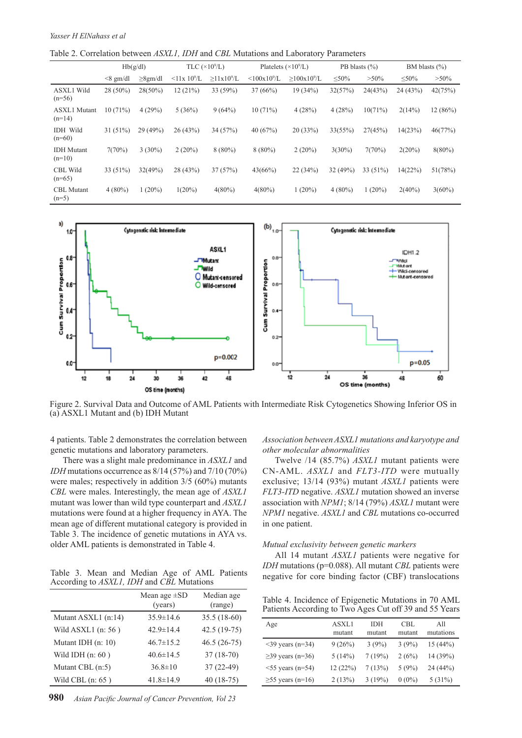Table 2. Correlation between *ASXL1, IDH* and *CBL* Mutations and Laboratory Parameters

| | Hb(g/dl) | | TLC ($\times10^9$/L) | | Platelets ($\times10^9$/L) | | PB blasts (%) | | BM blasts (%) | |
|---|---|---|---|---|---|---|---|---|---|---|
| | <8 gm/dl | ≥8gm/dl | <11x $10^9$/L | ≥11x$10^9$/L | <100x$10^9$/L | ≥100x$10^9$/L | ≤50% | >50% | ≤50% | >50% |
| ASXL1 Wild (n=56) | 28 (50%) | 28(50%) | 12 (21%) | 33 (59%) | 37 (66%) | 19 (34%) | 32(57%) | 24(43%) | 24 (43%) | 42(75%) |
| ASXL1 Mutant (n=14) | 10 (71%) | 4 (29%) | 5 (36%) | 9 (64%) | 10 (71%) | 4 (28%) | 4 (28%) | 10(71%) | 2(14%) | 12 (86%) |
| IDH Wild (n=60) | 31 (51%) | 29 (49%) | 26 (43%) | 34 (57%) | 40 (67%) | 20 (33%) | 33(55%) | 27(45%) | 14(23%) | 46(77%) |
| IDH Mutant (n=10) | 7(70%) | 3 (30%) | 2 (20%) | 8 (80%) | 8 (80%) | 2 (20%) | 3(30%) | 7(70%) | 2(20%) | 8(80%) |
| CBL Wild (n=65) | 33 (51%) | 32(49%) | 28 (43%) | 37 (57%) | 43(66%) | 22 (34%) | 32 (49%) | 33 (51%) | 14(22%) | 51(78%) |
| CBL Mutant (n=5) | 4 (80%) | 1 (20%) | 1(20%) | 4(80%) | 4(80%) | 1 (20%) | 4 (80%) | 1 (20%) | 2(40%) | 3(60%) |

Figure 2. Survival Data and Outcome of AML Patients with Intermediate Risk Cytogenetics Showing Inferior OS in (a) ASXL1 Mutant and (b) IDH Mutant

4 patients. Table 2 demonstrates the correlation between genetic mutations and laboratory parameters.

There was a slight male predominance in *ASXL1* and *IDH* mutations occurrence as 8/14 (57%) and 7/10 (70%) were males; respectively in addition 3/5 (60%) mutants *CBL* were males. Interestingly, the mean age of *ASXL1* mutant was lower than wild type counterpart and *ASXL1* mutations were found at a higher frequency in AYA. The mean age of different mutational category is provided in Table 3. The incidence of genetic mutations in AYA vs. older AML patients is demonstrated in Table 4.

Table 3. Mean and Median Age of AML Patients According to *ASXL1, IDH* and *CBL* Mutations

| | Mean age ±SD (years) | Median age (range) |
|---|---|---|
| Mutant ASXL1 (n:14) | 35.9±14.6 | 35.5 (18-60) |
| Wild ASXL1 (n: 56 ) | 42.9±14.4 | 42.5 (19-75) |
| Mutant IDH (n: 10) | 46.7±15.2 | 46.5 (26-75) |
| Wild IDH (n: 60 ) | 40.6±14.5 | 37 (18-70) |
| Mutant CBL (n:5) | 36.8±10 | 37 (22-49) |
| Wild CBL (n: 65 ) | 41.8±14.9 | 40 (18-75) |

*Association between ASXL1 mutations and karyotype and other molecular abnormalities*

Twelve /14 (85.7%) *ASXL1* mutant patients were CN-AML. *ASXL1* and *FLT3-ITD* were mutually exclusive; 13/14 (93%) mutant *ASXL1* patients were *FLT3-ITD* negative. *ASXL1* mutation showed an inverse association with *NPM1*; 8/14 (79%) *ASXL1* mutant were *NPM1* negative. *ASXL1* and *CBL* mutations co-occurred in one patient.

*Mutual exclusivity between genetic markers*

All 14 mutant *ASXL1* patients were negative for *IDH* mutations (p=0.088). All mutant *CBL* patients were negative for core binding factor (CBF) translocations

Table 4. Incidence of Epigenetic Mutations in 70 AML Patients According to Two Ages Cut off 39 and 55 Years

| Age | ASXL1 mutant | IDH mutant | CBL mutant | All mutations |
|---|---|---|---|---|
| <39 years (n=34) | 9 (26%) | 3 (9%) | 3 (9%) | 15 (44%) |
| ≥39 years (n=36) | 5 (14%) | 7 (19%) | 2 (6%) | 14 (39%) |
| <55 years (n=54) | 12 (22%) | 7 (13%) | 5 (9%) | 24 (44%) |
| ≥55 years (n=16) | 2 (13%) | 3 (19%) | 0 (0%) | 5 (31%) |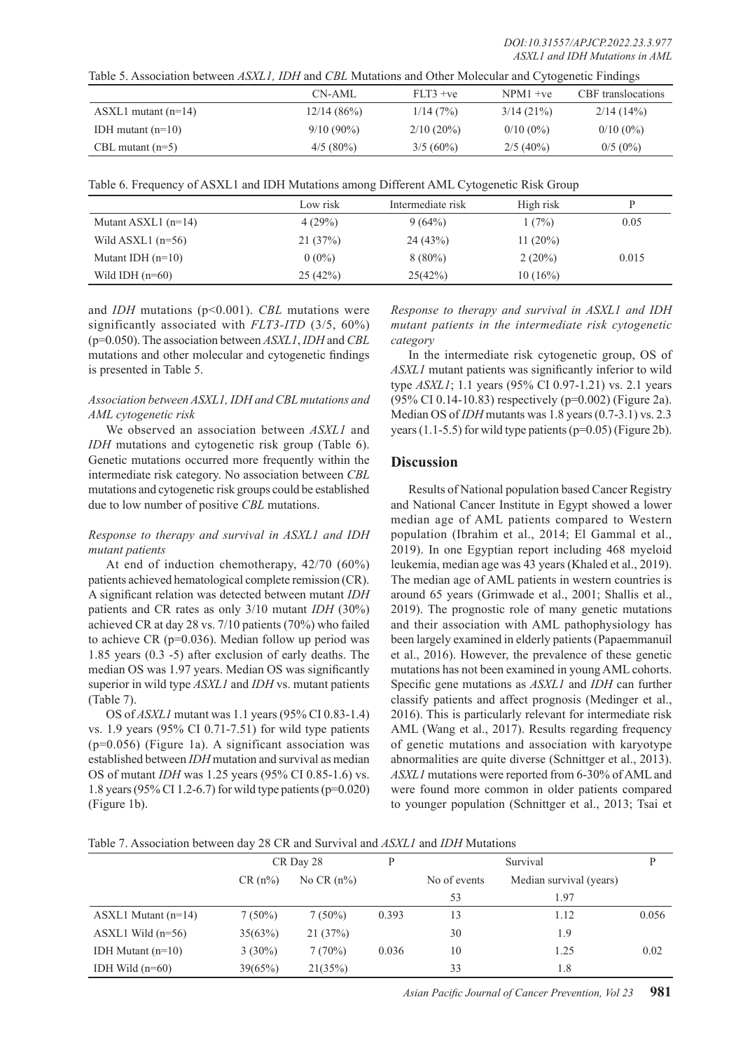Table 5. Association between *ASXL1, IDH* and *CBL* Mutations and Other Molecular and Cytogenetic Findings

| | CN-AML | FLT3 +ve | NPM1 +ve | CBF translocations |
|---|---|---|---|---|
| ASXL1 mutant (n=14) | 12/14 (86%) | 1/14 (7%) | 3/14 (21%) | 2/14 (14%) |
| IDH mutant (n=10) | 9/10 (90%) | 2/10 (20%) | 0/10 (0%) | 0/10 (0%) |
| CBL mutant (n=5) | 4/5 (80%) | 3/5 (60%) | 2/5 (40%) | 0/5 (0%) |

Table 6. Frequency of ASXL1 and IDH Mutations among Different AML Cytogenetic Risk Group

| | Low risk | Intermediate risk | High risk | P |
|---|---|---|---|---|
| Mutant ASXL1 (n=14) | 4 (29%) | 9 (64%) | 1 (7%) | 0.05 |
| Wild ASXL1 (n=56) | 21 (37%) | 24 (43%) | 11 (20%) | |
| Mutant IDH (n=10) | 0 (0%) | 8 (80%) | 2 (20%) | 0.015 |
| Wild IDH (n=60) | 25 (42%) | 25(42%) | 10 (16%) | |

and *IDH* mutations (p<0.001). *CBL* mutations were significantly associated with *FLT3-ITD* (3/5, 60%) (p=0.050). The association between *ASXL1*, *IDH* and *CBL* mutations and other molecular and cytogenetic findings is presented in Table 5.

*Association between ASXL1, IDH and CBL mutations and AML cytogenetic risk*

We observed an association between *ASXL1* and *IDH* mutations and cytogenetic risk group (Table 6). Genetic mutations occurred more frequently within the intermediate risk category. No association between *CBL* mutations and cytogenetic risk groups could be established due to low number of positive *CBL* mutations.

*Response to therapy and survival in ASXL1 and IDH mutant patients*

At end of induction chemotherapy, 42/70 (60%) patients achieved hematological complete remission (CR). A significant relation was detected between mutant *IDH* patients and CR rates as only 3/10 mutant *IDH* (30%) achieved CR at day 28 vs. 7/10 patients (70%) who failed to achieve CR (p=0.036). Median follow up period was 1.85 years (0.3 -5) after exclusion of early deaths. The median OS was 1.97 years. Median OS was significantly superior in wild type *ASXL1* and *IDH* vs. mutant patients (Table 7).

OS of *ASXL1* mutant was 1.1 years (95% CI 0.83-1.4) vs. 1.9 years (95% CI 0.71-7.51) for wild type patients (p=0.056) (Figure 1a). A significant association was established between *IDH* mutation and survival as median OS of mutant *IDH* was 1.25 years (95% CI 0.85-1.6) vs. 1.8 years (95% CI 1.2-6.7) for wild type patients (p=0.020) (Figure 1b).

*Response to therapy and survival in ASXL1 and IDH mutant patients in the intermediate risk cytogenetic category*

In the intermediate risk cytogenetic group, OS of *ASXL1* mutant patients was significantly inferior to wild type *ASXL1*; 1.1 years (95% CI 0.97-1.21) vs. 2.1 years (95% CI 0.14-10.83) respectively (p=0.002) (Figure 2a). Median OS of *IDH* mutants was 1.8 years (0.7-3.1) vs. 2.3 years (1.1-5.5) for wild type patients (p=0.05) (Figure 2b).

## Discussion

Results of National population based Cancer Registry and National Cancer Institute in Egypt showed a lower median age of AML patients compared to Western population (Ibrahim et al., 2014; El Gammal et al., 2019). In one Egyptian report including 468 myeloid leukemia, median age was 43 years (Khaled et al., 2019). The median age of AML patients in western countries is around 65 years (Grimwade et al., 2001; Shallis et al., 2019). The prognostic role of many genetic mutations and their association with AML pathophysiology has been largely examined in elderly patients (Papaemmanuil et al., 2016). However, the prevalence of these genetic mutations has not been examined in young AML cohorts. Specific gene mutations as *ASXL1* and *IDH* can further classify patients and affect prognosis (Medinger et al., 2016). This is particularly relevant for intermediate risk AML (Wang et al., 2017). Results regarding frequency of genetic mutations and association with karyotype abnormalities are quite diverse (Schnittger et al., 2013). *ASXL1* mutations were reported from 6-30% of AML and were found more common in older patients compared to younger population (Schnittger et al., 2013; Tsai et

Table 7. Association between day 28 CR and Survival and *ASXL1* and *IDH* Mutations

| | CR Day 28 | | P | Survival | | P |
|---|---|---|---|---|---|---|
| | CR (n%) | No CR (n%) | | No of events | Median survival (years) | |
| | | | | 53 | 1.97 | |
| ASXL1 Mutant (n=14) | 7 (50%) | 7 (50%) | 0.393 | 13 | 1.12 | 0.056 |
| ASXL1 Wild (n=56) | 35(63%) | 21 (37%) | | 30 | 1.9 | |
| IDH Mutant (n=10) | 3 (30%) | 7 (70%) | 0.036 | 10 | 1.25 | 0.02 |
| IDH Wild (n=60) | 39(65%) | 21(35%) | | 33 | 1.8 | |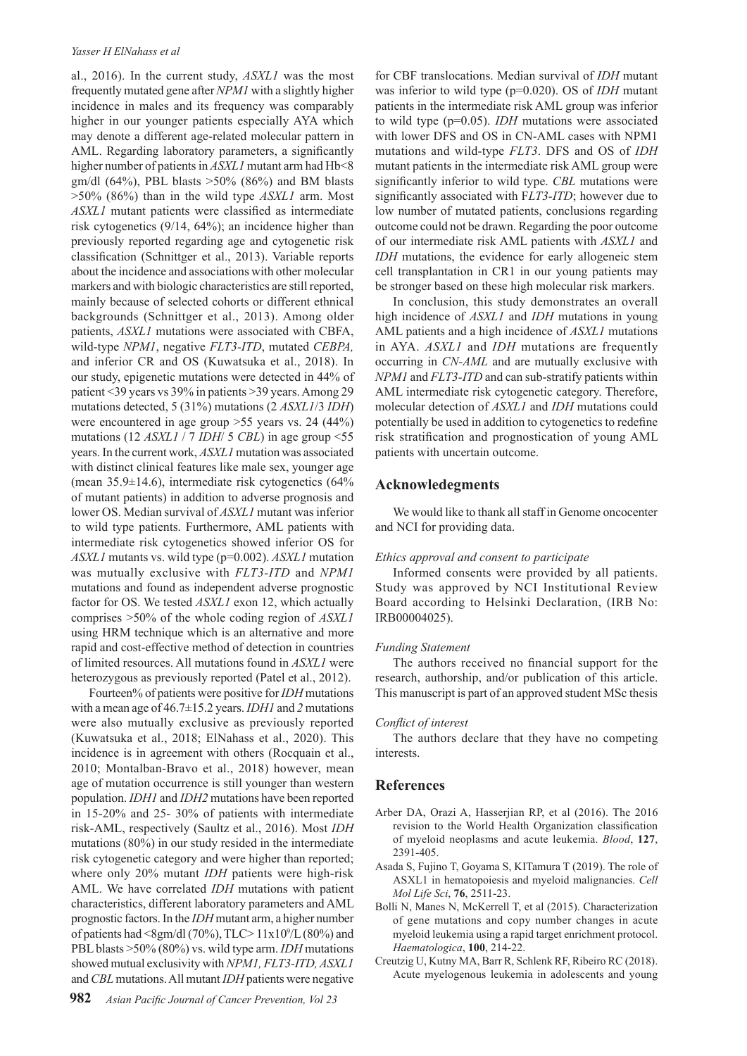al., 2016). In the current study, *ASXL1* was the most frequently mutated gene after *NPM1* with a slightly higher incidence in males and its frequency was comparably higher in our younger patients especially AYA which may denote a different age-related molecular pattern in AML. Regarding laboratory parameters, a significantly higher number of patients in *ASXL1* mutant arm had Hb<8 gm/dl (64%), PBL blasts >50% (86%) and BM blasts >50% (86%) than in the wild type *ASXL1* arm. Most *ASXL1* mutant patients were classified as intermediate risk cytogenetics (9/14, 64%); an incidence higher than previously reported regarding age and cytogenetic risk classification (Schnittger et al., 2013). Variable reports about the incidence and associations with other molecular markers and with biologic characteristics are still reported, mainly because of selected cohorts or different ethnical backgrounds (Schnittger et al., 2013). Among older patients, *ASXL1* mutations were associated with CBFA, wild-type *NPM1*, negative *FLT3-ITD*, mutated *CEBPA,* and inferior CR and OS (Kuwatsuka et al., 2018). In our study, epigenetic mutations were detected in 44% of patient <39 years vs 39% in patients >39 years. Among 29 mutations detected, 5 (31%) mutations (2 *ASXL1*/3 *IDH*) were encountered in age group >55 years vs. 24 (44%) mutations (12 *ASXL1* / 7 *IDH*/ 5 *CBL*) in age group <55 years. In the current work, *ASXL1* mutation was associated with distinct clinical features like male sex, younger age (mean 35.9±14.6), intermediate risk cytogenetics (64% of mutant patients) in addition to adverse prognosis and lower OS. Median survival of *ASXL1* mutant was inferior to wild type patients. Furthermore, AML patients with intermediate risk cytogenetics showed inferior OS for *ASXL1* mutants vs. wild type (p=0.002). *ASXL1* mutation was mutually exclusive with *FLT3-ITD* and *NPM1* mutations and found as independent adverse prognostic factor for OS. We tested *ASXL1* exon 12, which actually comprises >50% of the whole coding region of *ASXL1* using HRM technique which is an alternative and more rapid and cost-effective method of detection in countries of limited resources. All mutations found in *ASXL1* were heterozygous as previously reported (Patel et al., 2012).

Fourteen% of patients were positive for *IDH* mutations with a mean age of 46.7±15.2 years. *IDH1* and *2* mutations were also mutually exclusive as previously reported (Kuwatsuka et al., 2018; ElNahass et al., 2020). This incidence is in agreement with others (Rocquain et al., 2010; Montalban-Bravo et al., 2018) however, mean age of mutation occurrence is still younger than western population. *IDH1* and *IDH2* mutations have been reported in 15-20% and 25- 30% of patients with intermediate risk-AML, respectively (Saultz et al., 2016). Most *IDH* mutations (80%) in our study resided in the intermediate risk cytogenetic category and were higher than reported; where only 20% mutant *IDH* patients were high-risk AML. We have correlated *IDH* mutations with patient characteristics, different laboratory parameters and AML prognostic factors. In the *IDH* mutant arm, a higher number of patients had <8gm/dl (70%), TLC> $11x10^9$/L (80%) and PBL blasts >50% (80%) vs. wild type arm. *IDH* mutations showed mutual exclusivity with *NPM1, FLT3-ITD, ASXL1* and *CBL* mutations. All mutant *IDH* patients were negative for CBF translocations. Median survival of *IDH* mutant was inferior to wild type (p=0.020). OS of *IDH* mutant patients in the intermediate risk AML group was inferior to wild type (p=0.05). *IDH* mutations were associated with lower DFS and OS in CN-AML cases with NPM1 mutations and wild-type *FLT3*. DFS and OS of *IDH* mutant patients in the intermediate risk AML group were significantly inferior to wild type. *CBL* mutations were significantly associated with F*LT3-ITD*; however due to low number of mutated patients, conclusions regarding outcome could not be drawn. Regarding the poor outcome of our intermediate risk AML patients with *ASXL1* and *IDH* mutations, the evidence for early allogeneic stem cell transplantation in CR1 in our young patients may be stronger based on these high molecular risk markers.

In conclusion, this study demonstrates an overall high incidence of *ASXL1* and *IDH* mutations in young AML patients and a high incidence of *ASXL1* mutations in AYA. *ASXL1* and *IDH* mutations are frequently occurring in *CN-AML* and are mutually exclusive with *NPM1* and *FLT3-ITD* and can sub-stratify patients within AML intermediate risk cytogenetic category. Therefore, molecular detection of *ASXL1* and *IDH* mutations could potentially be used in addition to cytogenetics to redefine risk stratification and prognostication of young AML patients with uncertain outcome.

## Acknowledegments

We would like to thank all staff in Genome oncocenter and NCI for providing data.

*Ethics approval and consent to participate*

Informed consents were provided by all patients. Study was approved by NCI Institutional Review Board according to Helsinki Declaration, (IRB No: IRB00004025).

*Funding Statement*

The authors received no financial support for the research, authorship, and/or publication of this article. This manuscript is part of an approved student MSc thesis

*Conflict of interest*

The authors declare that they have no competing interests.

## References

Arber DA, Orazi A, Hasserjian RP, et al (2016). The 2016 revision to the World Health Organization classification of myeloid neoplasms and acute leukemia. *Blood*, **127**, 2391-405.

Asada S, Fujino T, Goyama S, KITamura T (2019). The role of ASXL1 in hematopoiesis and myeloid malignancies. *Cell Mol Life Sci*, **76**, 2511-23.

Bolli N, Manes N, McKerrell T, et al (2015). Characterization of gene mutations and copy number changes in acute myeloid leukemia using a rapid target enrichment protocol. *Haematologica*, **100**, 214-22.

Creutzig U, Kutny MA, Barr R, Schlenk RF, Ribeiro RC (2018). Acute myelogenous leukemia in adolescents and young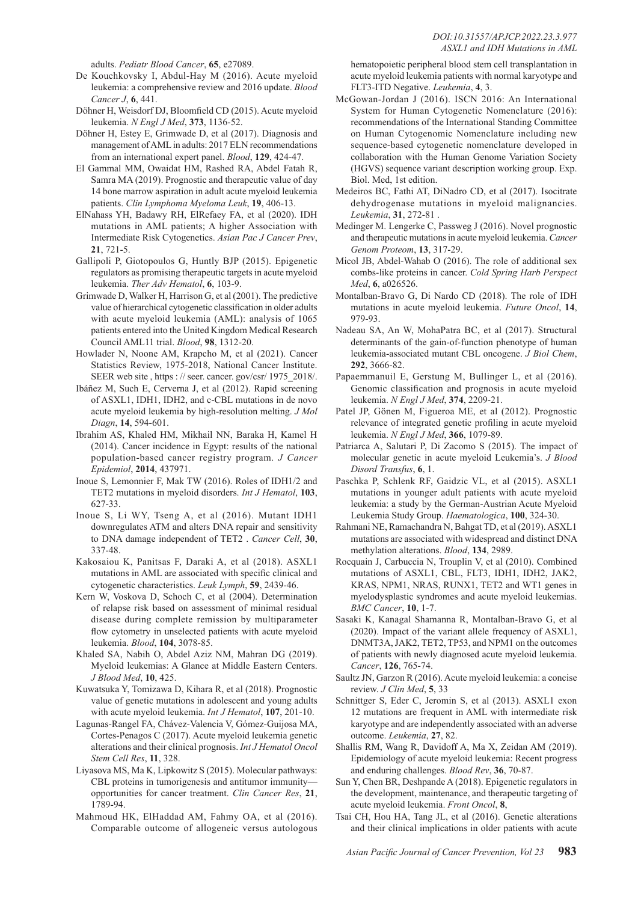adults. *Pediatr Blood Cancer*, **65**, e27089.

De Kouchkovsky I, Abdul-Hay M (2016). Acute myeloid leukemia: a comprehensive review and 2016 update. *Blood Cancer J*, **6**, 441.

Döhner H, Weisdorf DJ, Bloomfield CD (2015). Acute myeloid leukemia. *N Engl J Med*, **373**, 1136-52.

Döhner H, Estey E, Grimwade D, et al (2017). Diagnosis and management of AML in adults: 2017 ELN recommendations from an international expert panel. *Blood*, **129**, 424-47.

El Gammal MM, Owaidat HM, Rashed RA, Abdel Fatah R, Samra MA (2019). Prognostic and therapeutic value of day 14 bone marrow aspiration in adult acute myeloid leukemia patients. *Clin Lymphoma Myeloma Leuk*, **19**, 406-13.

ElNahass YH, Badawy RH, ElRefaey FA, et al (2020). IDH mutations in AML patients; A higher Association with Intermediate Risk Cytogenetics. *Asian Pac J Cancer Prev*, **21**, 721-5.

Gallipoli P, Giotopoulos G, Huntly BJP (2015). Epigenetic regulators as promising therapeutic targets in acute myeloid leukemia. *Ther Adv Hematol*, **6**, 103-9.

Grimwade D, Walker H, Harrison G, et al (2001). The predictive value of hierarchical cytogenetic classification in older adults with acute myeloid leukemia (AML): analysis of 1065 patients entered into the United Kingdom Medical Research Council AML11 trial. *Blood*, **98**, 1312-20.

Howlader N, Noone AM, Krapcho M, et al (2021). Cancer Statistics Review, 1975-2018, National Cancer Institute. SEER web site , https : // seer. cancer. gov/csr/ 1975_2018/.

Ibáñez M, Such E, Cerverna J, et al (2012). Rapid screening of ASXL1, IDH1, IDH2, and c-CBL mutations in de novo acute myeloid leukemia by high-resolution melting. *J Mol Diagn*, **14**, 594-601.

Ibrahim AS, Khaled HM, Mikhail NN, Baraka H, Kamel H (2014). Cancer incidence in Egypt: results of the national population-based cancer registry program. *J Cancer Epidemiol*, **2014**, 437971.

Inoue S, Lemonnier F, Mak TW (2016). Roles of IDH1/2 and TET2 mutations in myeloid disorders. *Int J Hematol*, **103**, 627-33.

Inoue S, Li WY, Tseng A, et al (2016). Mutant IDH1 downregulates ATM and alters DNA repair and sensitivity to DNA damage independent of TET2 . *Cancer Cell*, **30**, 337-48.

Kakosaiou K, Panitsas F, Daraki A, et al (2018). ASXL1 mutations in AML are associated with specific clinical and cytogenetic characteristics. *Leuk Lymph*, **59**, 2439-46.

Kern W, Voskova D, Schoch C, et al (2004). Determination of relapse risk based on assessment of minimal residual disease during complete remission by multiparameter flow cytometry in unselected patients with acute myeloid leukemia. *Blood*, **104**, 3078-85.

Khaled SA, Nabih O, Abdel Aziz NM, Mahran DG (2019). Myeloid leukemias: A Glance at Middle Eastern Centers. *J Blood Med*, **10**, 425.

Kuwatsuka Y, Tomizawa D, Kihara R, et al (2018). Prognostic value of genetic mutations in adolescent and young adults with acute myeloid leukemia. *Int J Hematol*, **107**, 201-10.

Lagunas-Rangel FA, Chávez-Valencia V, Gómez-Guijosa MA, Cortes-Penagos C (2017). Acute myeloid leukemia genetic alterations and their clinical prognosis. *Int J Hematol Oncol Stem Cell Res*, **11**, 328.

Liyasova MS, Ma K, Lipkowitz S (2015). Molecular pathways: CBL proteins in tumorigenesis and antitumor immunity—opportunities for cancer treatment. *Clin Cancer Res*, **21**, 1789-94.

Mahmoud HK, ElHaddad AM, Fahmy OA, et al (2016). Comparable outcome of allogeneic versus autologous hematopoietic peripheral blood stem cell transplantation in acute myeloid leukemia patients with normal karyotype and FLT3-ITD Negative. *Leukemia*, **4**, 3.

McGowan-Jordan J (2016). ISCN 2016: An International System for Human Cytogenetic Nomenclature (2016): recommendations of the International Standing Committee on Human Cytogenomic Nomenclature including new sequence-based cytogenetic nomenclature developed in collaboration with the Human Genome Variation Society (HGVS) sequence variant description working group. Exp. Biol. Med, 1st edition.

Medeiros BC, Fathi AT, DiNadro CD, et al (2017). Isocitrate dehydrogenase mutations in myeloid malignancies. *Leukemia*, **31**, 272-81 .

Medinger M. Lengerke C, Passweg J (2016). Novel prognostic and therapeutic mutations in acute myeloid leukemia. *Cancer Genom Proteom*, **13**, 317-29.

Micol JB, Abdel-Wahab O (2016). The role of additional sex combs-like proteins in cancer. *Cold Spring Harb Perspect Med*, **6**, a026526.

Montalban-Bravo G, Di Nardo CD (2018). The role of IDH mutations in acute myeloid leukemia. *Future Oncol*, **14**, 979-93.

Nadeau SA, An W, MohaPatra BC, et al (2017). Structural determinants of the gain-of-function phenotype of human leukemia-associated mutant CBL oncogene. *J Biol Chem*, **292**, 3666-82.

Papaemmanuil E, Gerstung M, Bullinger L, et al (2016). Genomic classification and prognosis in acute myeloid leukemia. *N Engl J Med*, **374**, 2209-21.

Patel JP, Gönen M, Figueroa ME, et al (2012). Prognostic relevance of integrated genetic profiling in acute myeloid leukemia. *N Engl J Med*, **366**, 1079-89.

Patriarca A, Salutari P, Di Zacomo S (2015). The impact of molecular genetic in acute myeloid Leukemia's. *J Blood Disord Transfus*, **6**, 1.

Paschka P, Schlenk RF, Gaidzic VL, et al (2015). ASXL1 mutations in younger adult patients with acute myeloid leukemia: a study by the German-Austrian Acute Myeloid Leukemia Study Group. *Haematologica*, **100**, 324-30.

Rahmani NE, Ramachandra N, Bahgat TD, et al (2019). ASXL1 mutations are associated with widespread and distinct DNA methylation alterations. *Blood*, **134**, 2989.

Rocquain J, Carbuccia N, Trouplin V, et al (2010). Combined mutations of ASXL1, CBL, FLT3, IDH1, IDH2, JAK2, KRAS, NPM1, NRAS, RUNX1, TET2 and WT1 genes in myelodysplastic syndromes and acute myeloid leukemias. *BMC Cancer*, **10**, 1-7.

Sasaki K, Kanagal Shamanna R, Montalban-Bravo G, et al (2020). Impact of the variant allele frequency of ASXL1, DNMT3A, JAK2, TET2, TP53, and NPM1 on the outcomes of patients with newly diagnosed acute myeloid leukemia. *Cancer*, **126**, 765-74.

Saultz JN, Garzon R (2016). Acute myeloid leukemia: a concise review. *J Clin Med*, **5**, 33

Schnittger S, Eder C, Jeromin S, et al (2013). ASXL1 exon 12 mutations are frequent in AML with intermediate risk karyotype and are independently associated with an adverse outcome. *Leukemia*, **27**, 82.

Shallis RM, Wang R, Davidoff A, Ma X, Zeidan AM (2019). Epidemiology of acute myeloid leukemia: Recent progress and enduring challenges. *Blood Rev*, **36**, 70-87.

Sun Y, Chen BR, Deshpande A (2018). Epigenetic regulators in the development, maintenance, and therapeutic targeting of acute myeloid leukemia. *Front Oncol*, **8**,

Tsai CH, Hou HA, Tang JL, et al (2016). Genetic alterations and their clinical implications in older patients with acute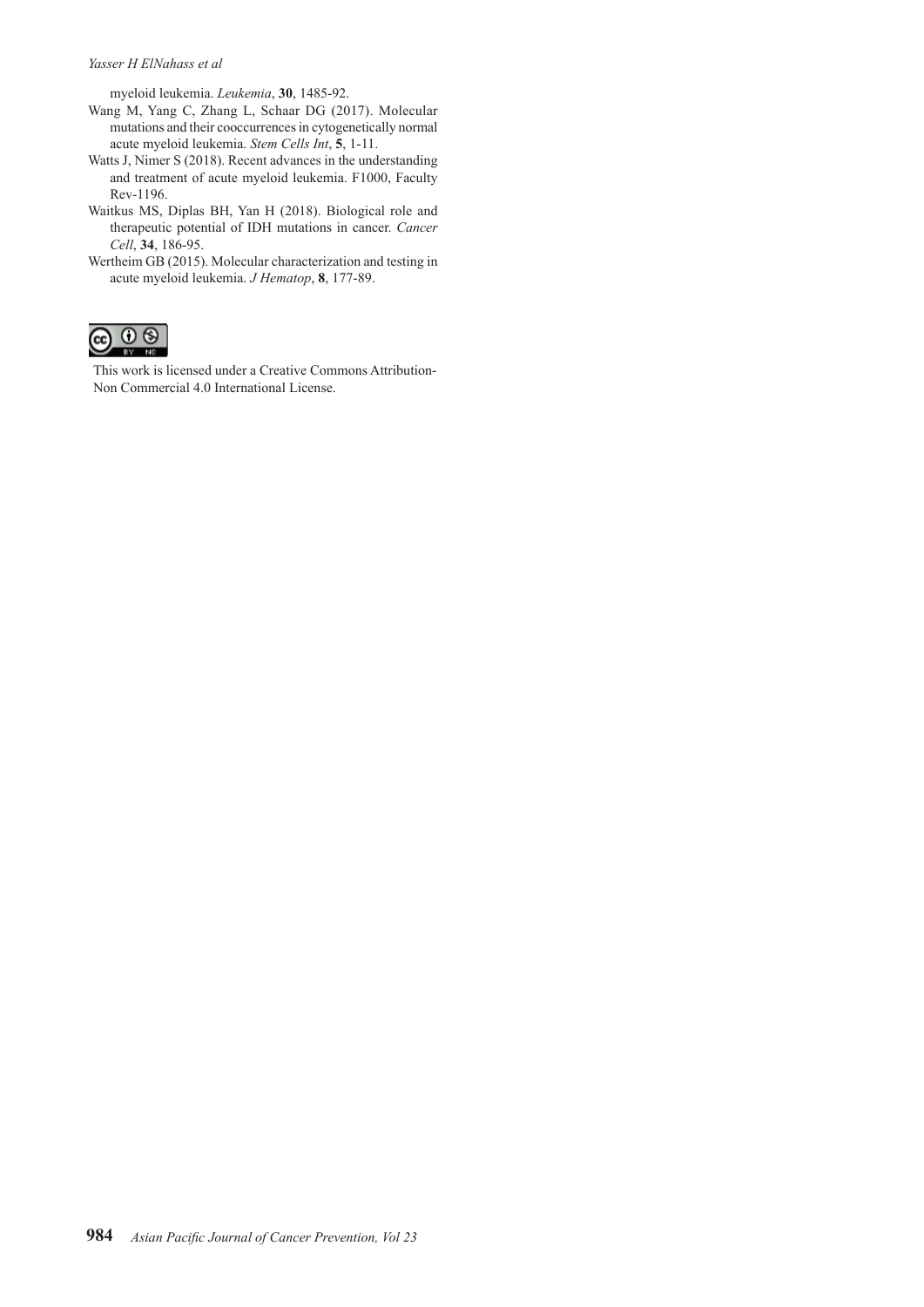myeloid leukemia. *Leukemia*, **30**, 1485-92.

Wang M, Yang C, Zhang L, Schaar DG (2017). Molecular mutations and their cooccurrences in cytogenetically normal acute myeloid leukemia. *Stem Cells Int*, **5**, 1-11.

Watts J, Nimer S (2018). Recent advances in the understanding and treatment of acute myeloid leukemia. F1000, Faculty Rev-1196.

Waitkus MS, Diplas BH, Yan H (2018). Biological role and therapeutic potential of IDH mutations in cancer. *Cancer Cell*, **34**, 186-95.

Wertheim GB (2015). Molecular characterization and testing in acute myeloid leukemia. *J Hematop*, **8**, 177-89.

This work is licensed under a Creative Commons Attribution-Non Commercial 4.0 International License.